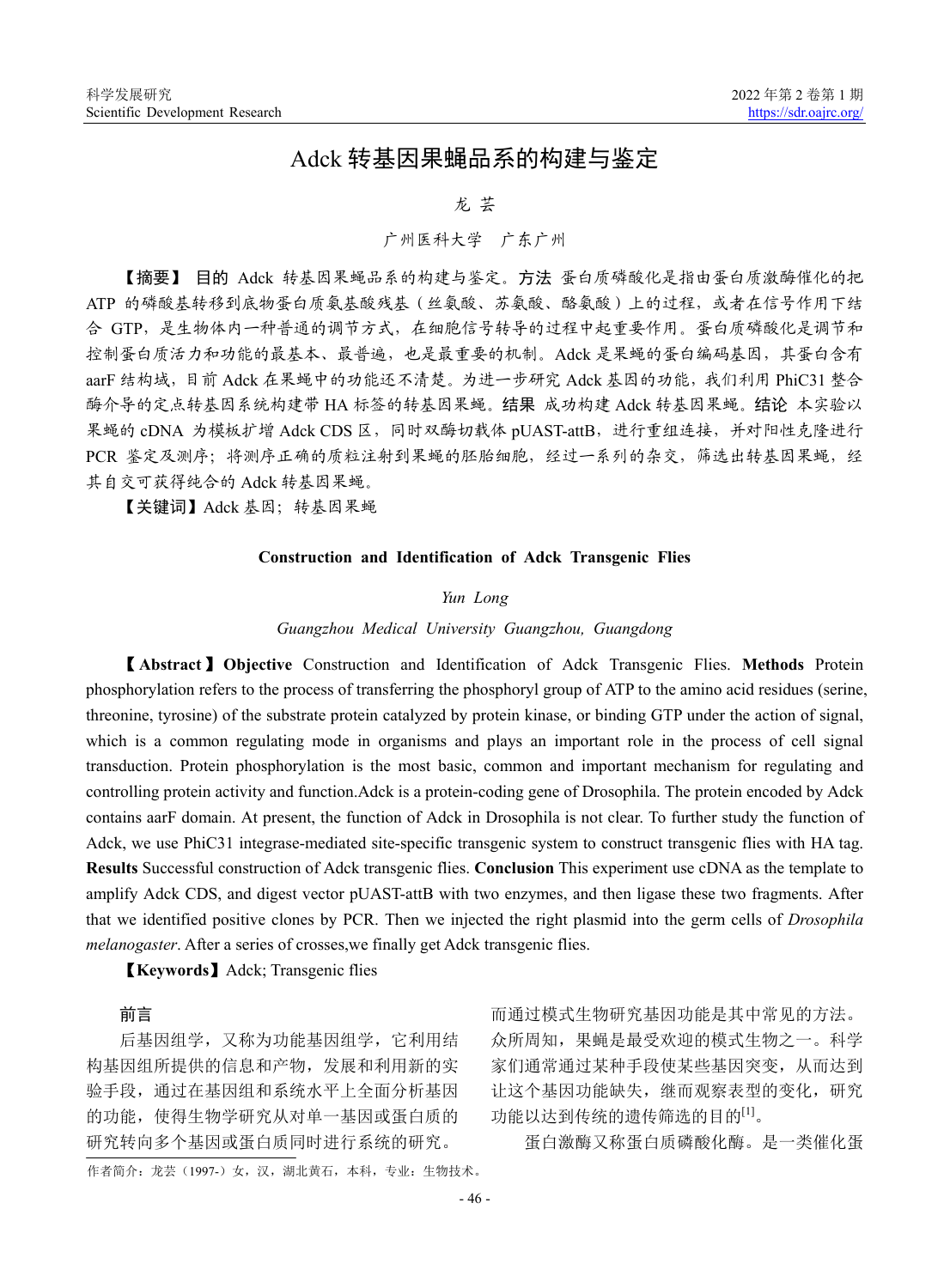# Adck 转基因果蝇品系的构建与鉴定

*龙 芸*

广州医科大学 广东广州

【摘要】 **目的** Adck 转基因果蝇品系的构建与鉴定。**方法** 蛋白质磷酸化是指由蛋白质激酶催化的把 ATP 的磷酸基转移到底物蛋白质氨基酸残基（丝氨酸、苏氨酸、酪氨酸）上的过程，或者在信号作用下结合 GTP，是生物体内一种普通的调节方式，在细胞信号转导的过程中起重要作用。蛋白质磷酸化是调节和控制蛋白质活力和功能的最基本、最普遍，也是最重要的机制。Adck 是果蝇的蛋白编码基因，其蛋白含有 aarF 结构域，目前 Adck 在果蝇中的功能还不清楚。为进一步研究 Adck 基因的功能，我们利用 PhiC31 整合酶介导的定点转基因系统构建带 HA 标签的转基因果蝇。**结果** 成功构建 Adck 转基因果蝇。**结论** 本实验以果蝇的 cDNA 为模板扩增 Adck CDS 区，同时双酶切载体 pUAST-attB，进行重组连接，并对阳性克隆进行 PCR 鉴定及测序；将测序正确的质粒注射到果蝇的胚胎细胞，经过一系列的杂交，筛选出转基因果蝇，经其自交可获得纯合的 Adck 转基因果蝇。

【关键词】Adck 基因；转基因果蝇

## Construction and Identification of Adck Transgenic Flies

*Yun Long*

*Guangzhou Medical University Guangzhou, Guangdong*

【Abstract】**Objective** Construction and Identification of Adck Transgenic Flies. **Methods** Protein phosphorylation refers to the process of transferring the phosphoryl group of ATP to the amino acid residues (serine, threonine, tyrosine) of the substrate protein catalyzed by protein kinase, or binding GTP under the action of signal, which is a common regulating mode in organisms and plays an important role in the process of cell signal transduction. Protein phosphorylation is the most basic, common and important mechanism for regulating and controlling protein activity and function.Adck is a protein-coding gene of Drosophila. The protein encoded by Adck contains aarF domain. At present, the function of Adck in Drosophila is not clear. To further study the function of Adck, we use PhiC31 integrase-mediated site-specific transgenic system to construct transgenic flies with HA tag. **Results** Successful construction of Adck transgenic flies. **Conclusion** This experiment use cDNA as the template to amplify Adck CDS, and digest vector pUAST-attB with two enzymes, and then ligase these two fragments. After that we identified positive clones by PCR. Then we injected the right plasmid into the germ cells of *Drosophila melanogaster*. After a series of crosses,we finally get Adck transgenic flies.

【Keywords】Adck; Transgenic flies

## 前言

后基因组学，又称为功能基因组学，它利用结构基因组所提供的信息和产物，发展和利用新的实验手段，通过在基因组和系统水平上全面分析基因的功能，使得生物学研究从对单一基因或蛋白质的研究转向多个基因或蛋白质同时进行系统的研究。而通过模式生物研究基因功能是其中常见的方法。众所周知，果蝇是最受欢迎的模式生物之一。科学家们通常通过某种手段使某些基因突变，从而达到让这个基因功能缺失，继而观察表型的变化，研究功能以达到传统的遗传筛选的目的[1]。

蛋白激酶又称蛋白质磷酸化酶。是一类催化蛋

作者简介：龙芸（1997-）女，汉，湖北黄石，本科，专业：生物技术。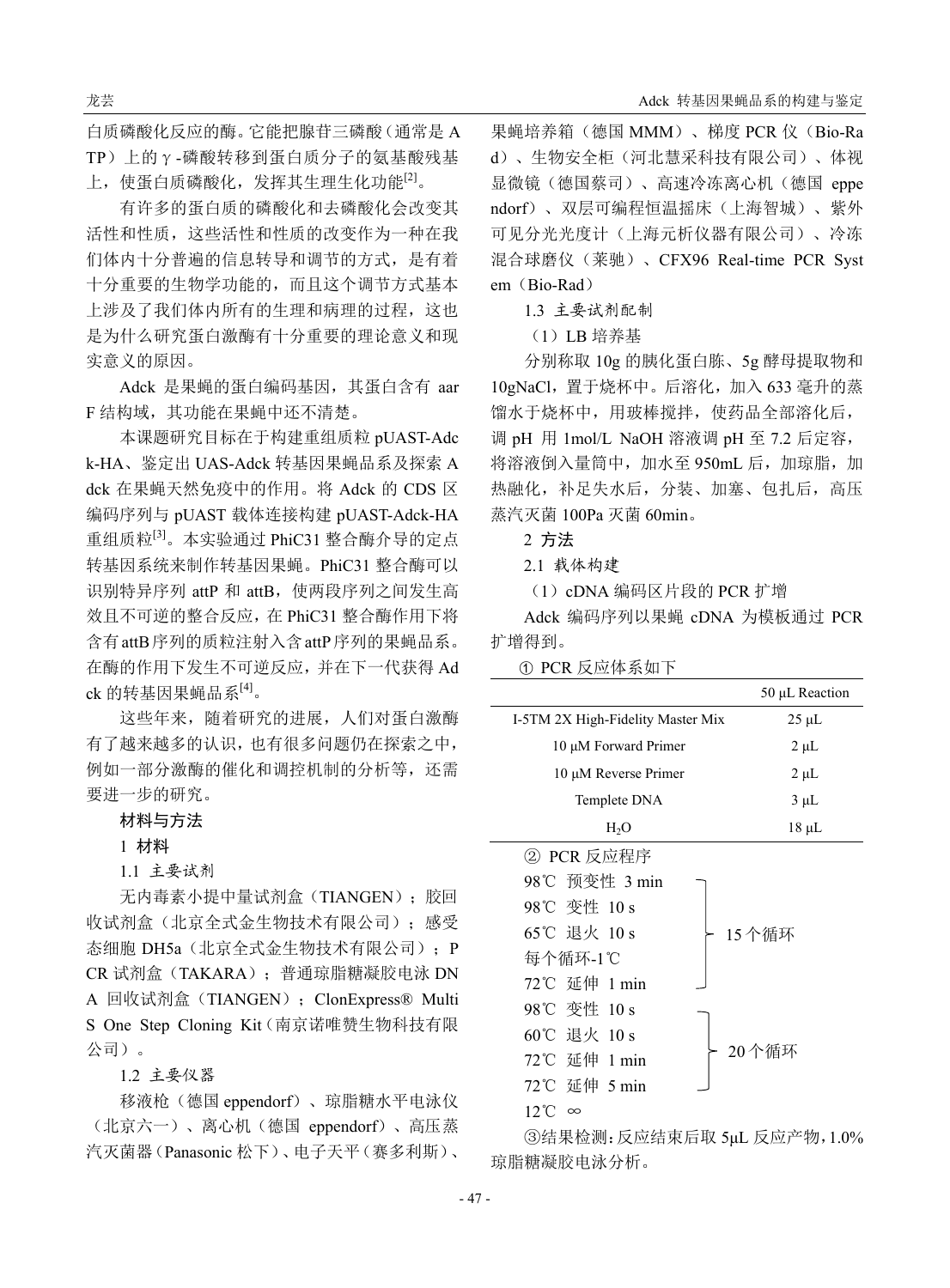白质磷酸化反应的酶。它能把腺苷三磷酸（通常是 ATP）上的 γ -磷酸转移到蛋白质分子的氨基酸残基上，使蛋白质磷酸化，发挥其生理生化功能[2]。

有许多的蛋白质的磷酸化和去磷酸化会改变其活性和性质，这些活性和性质的改变作为一种在我们体内十分普遍的信息转导和调节的方式，是有着十分重要的生物学功能的，而且这个调节方式基本上涉及了我们体内所有的生理和病理的过程，这也是为什么研究蛋白激酶有十分重要的理论意义和现实意义的原因。

Adck 是果蝇的蛋白编码基因，其蛋白含有 aarF 结构域，其功能在果蝇中还不清楚。

本课题研究目标在于构建重组质粒 pUAST-Adck-HA、鉴定出 UAS-Adck 转基因果蝇品系及探索 Adck 在果蝇天然免疫中的作用。将 Adck 的 CDS 区编码序列与 pUAST 载体连接构建 pUAST-Adck-HA 重组质粒[3]。本实验通过 PhiC31 整合酶介导的定点转基因系统来制作转基因果蝇。PhiC31 整合酶可以识别特异序列 attP 和 attB，使两段序列之间发生高效且不可逆的整合反应，在 PhiC31 整合酶作用下将含有attB序列的质粒注射入含attP序列的果蝇品系。在酶的作用下发生不可逆反应，并在下一代获得 Adck 的转基因果蝇品系[4]。

这些年来，随着研究的进展，人们对蛋白激酶有了越来越多的认识，也有很多问题仍在探索之中，例如一部分激酶的催化和调控机制的分析等，还需要进一步的研究。

## 材料与方法

### 1 材料

#### 1.1 主要试剂

无内毒素小提中量试剂盒（TIANGEN）；胶回收试剂盒（北京全式金生物技术有限公司）；感受态细胞 DH5a（北京全式金生物技术有限公司）；PCR 试剂盒（TAKARA）；普通琼脂糖凝胶电泳 DNA 回收试剂盒（TIANGEN）；ClonExpress® MultiS One Step Cloning Kit（南京诺唯赞生物科技有限公司）。

#### 1.2 主要仪器

移液枪（德国 eppendorf）、琼脂糖水平电泳仪（北京六一）、离心机（德国 eppendorf）、高压蒸汽灭菌器（Panasonic 松下）、电子天平（赛多利斯）、果蝇培养箱（德国 MMM）、梯度 PCR 仪（Bio-Rad）、生物安全柜（河北慧采科技有限公司）、体视显微镜（德国蔡司）、高速冷冻离心机（德国 eppendorf）、双层可编程恒温摇床（上海智城）、紫外可见分光光度计（上海元析仪器有限公司）、冷冻混合球磨仪（莱驰）、CFX96 Real-time PCR System（Bio-Rad）

#### 1.3 主要试剂配制

（1）LB 培养基

分别称取 10g 的胰化蛋白胨、5g 酵母提取物和 10gNaCl，置于烧杯中。后溶化，加入 633 毫升的蒸馏水于烧杯中，用玻棒搅拌，使药品全部溶化后，调 pH 用 1mol/L NaOH 溶液调 pH 至 7.2 后定容，将溶液倒入量筒中，加水至 950mL 后，加琼脂，加热融化，补足失水后，分装、加塞、包扎后，高压蒸汽灭菌 100Pa 灭菌 60min。

### 2 方法

#### 2.1 载体构建

（1）cDNA 编码区片段的 PCR 扩增

Adck 编码序列以果蝇 cDNA 为模板通过 PCR 扩增得到。

① PCR 反应体系如下

| | 50 μL Reaction |
|---|---|
| I-5TM 2X High-Fidelity Master Mix | 25 μL |
| 10 μM Forward Primer | 2 μL |
| 10 μM Reverse Primer | 2 μL |
| Templete DNA | 3 μL |
| $H_2O$ | 18 μL |

② PCR 反应程序

98℃ 预变性 3 min

98℃ 变性 10 s
65℃ 退火 10 s
每个循环-1℃
72℃ 延伸 1 min
（15 个循环）

98℃ 变性 10 s
60℃ 退火 10 s
72℃ 延伸 1 min
（20 个循环）

72℃ 延伸 5 min

12℃ ∞

③结果检测：反应结束后取 5μL 反应产物，1.0%琼脂糖凝胶电泳分析。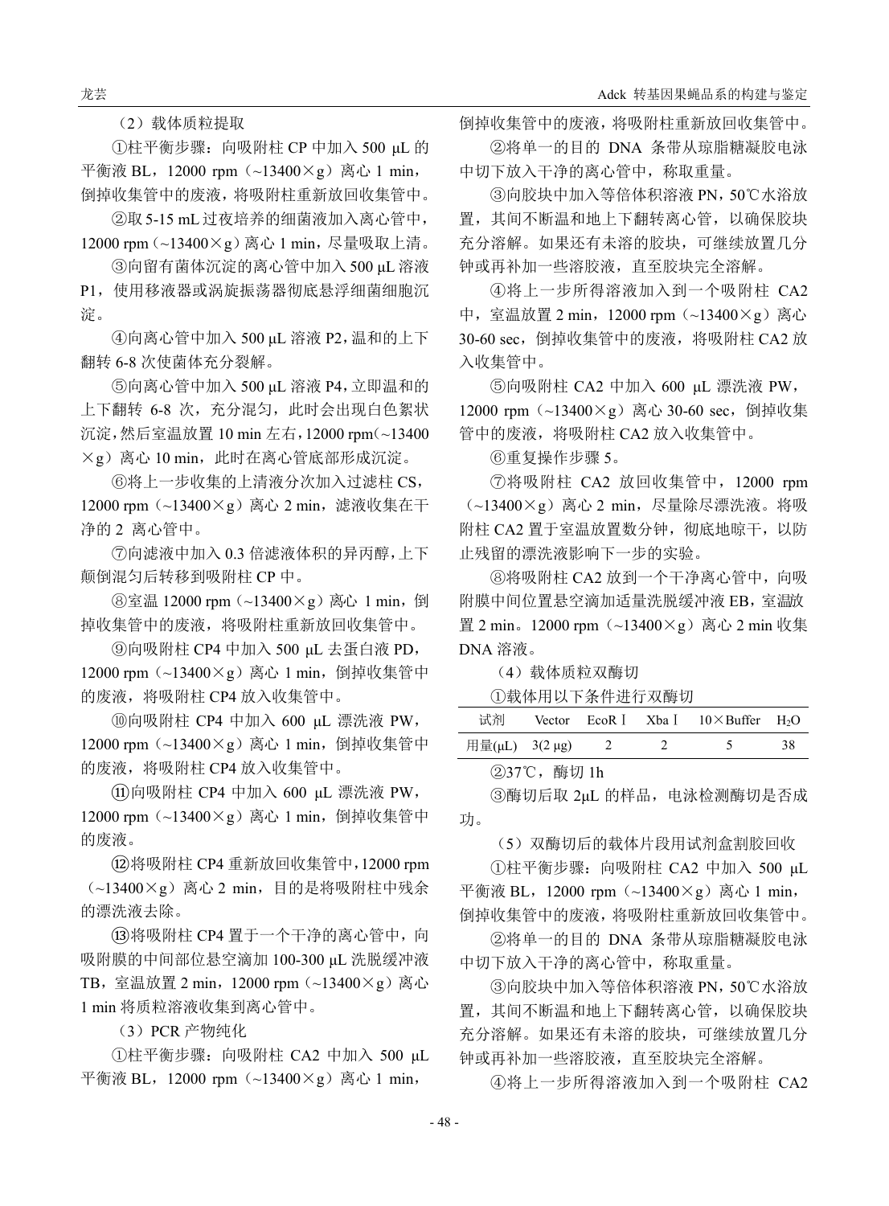（2）载体质粒提取

①柱平衡步骤：向吸附柱 CP 中加入 500 μL 的平衡液 BL，12000 rpm（~13400×g）离心 1 min，倒掉收集管中的废液，将吸附柱重新放回收集管中。

②取 5-15 mL 过夜培养的细菌液加入离心管中，12000 rpm（~13400×g）离心 1 min，尽量吸取上清。

③向留有菌体沉淀的离心管中加入 500 μL 溶液 P1，使用移液器或涡旋振荡器彻底悬浮细菌细胞沉淀。

④向离心管中加入 500 μL 溶液 P2，温和的上下翻转 6-8 次使菌体充分裂解。

⑤向离心管中加入 500 μL 溶液 P4，立即温和的上下翻转 6-8 次，充分混匀，此时会出现白色絮状沉淀，然后室温放置 10 min 左右，12000 rpm（~13400×g）离心 10 min，此时在离心管底部形成沉淀。

⑥将上一步收集的上清液分次加入过滤柱 CS，12000 rpm（~13400×g）离心 2 min，滤液收集在干净的 2 离心管中。

⑦向滤液中加入 0.3 倍滤液体积的异丙醇，上下颠倒混匀后转移到吸附柱 CP 中。

⑧室温 12000 rpm（~13400×g）离心 1 min，倒掉收集管中的废液，将吸附柱重新放回收集管中。

⑨向吸附柱 CP4 中加入 500 μL 去蛋白液 PD，12000 rpm（~13400×g）离心 1 min，倒掉收集管中的废液，将吸附柱 CP4 放入收集管中。

⑩向吸附柱 CP4 中加入 600 μL 漂洗液 PW，12000 rpm（~13400×g）离心 1 min，倒掉收集管中的废液，将吸附柱 CP4 放入收集管中。

⑪向吸附柱 CP4 中加入 600 μL 漂洗液 PW，12000 rpm（~13400×g）离心 1 min，倒掉收集管中的废液。

⑫将吸附柱 CP4 重新放回收集管中，12000 rpm（~13400×g）离心 2 min，目的是将吸附柱中残余的漂洗液去除。

⑬将吸附柱 CP4 置于一个干净的离心管中，向吸附膜的中间部位悬空滴加 100-300 μL 洗脱缓冲液 TB，室温放置 2 min，12000 rpm（~13400×g）离心 1 min 将质粒溶液收集到离心管中。

（3）PCR 产物纯化

①柱平衡步骤：向吸附柱 CA2 中加入 500 μL 平衡液 BL，12000 rpm（~13400×g）离心 1 min，倒掉收集管中的废液，将吸附柱重新放回收集管中。

②将单一的目的 DNA 条带从琼脂糖凝胶电泳中切下放入干净的离心管中，称取重量。

③向胶块中加入等倍体积溶液 PN，50℃水浴放置，其间不断温和地上下翻转离心管，以确保胶块充分溶解。如果还有未溶的胶块，可继续放置几分钟或再补加一些溶胶液，直至胶块完全溶解。

④将上一步所得溶液加入到一个吸附柱 CA2 中，室温放置 2 min，12000 rpm（~13400×g）离心 30-60 sec，倒掉收集管中的废液，将吸附柱 CA2 放入收集管中。

⑤向吸附柱 CA2 中加入 600 μL 漂洗液 PW，12000 rpm（~13400×g）离心 30-60 sec，倒掉收集管中的废液，将吸附柱 CA2 放入收集管中。

⑥重复操作步骤 5。

⑦将吸附柱 CA2 放回收集管中，12000 rpm（~13400×g）离心 2 min，尽量除尽漂洗液。将吸附柱 CA2 置于室温放置数分钟，彻底地晾干，以防止残留的漂洗液影响下一步的实验。

⑧将吸附柱 CA2 放到一个干净离心管中，向吸附膜中间位置悬空滴加适量洗脱缓冲液 EB，室温放置 2 min。12000 rpm（~13400×g）离心 2 min 收集 DNA 溶液。

（4）载体质粒双酶切

①载体用以下条件进行双酶切

| 试剂 | Vector | EcoR Ⅰ | Xba Ⅰ | 10×Buffer | $H_2O$ |
|---|---|---|---|---|---|
| 用量(μL) | 3(2 μg) | 2 | 2 | 5 | 38 |

②37℃，酶切 1h

③酶切后取 2μL 的样品，电泳检测酶切是否成功。

（5）双酶切后的载体片段用试剂盒割胶回收

①柱平衡步骤：向吸附柱 CA2 中加入 500 μL 平衡液 BL，12000 rpm（~13400×g）离心 1 min，倒掉收集管中的废液，将吸附柱重新放回收集管中。

②将单一的目的 DNA 条带从琼脂糖凝胶电泳中切下放入干净的离心管中，称取重量。

③向胶块中加入等倍体积溶液 PN，50℃水浴放置，其间不断温和地上下翻转离心管，以确保胶块充分溶解。如果还有未溶的胶块，可继续放置几分钟或再补加一些溶胶液，直至胶块完全溶解。

④将上一步所得溶液加入到一个吸附柱 CA2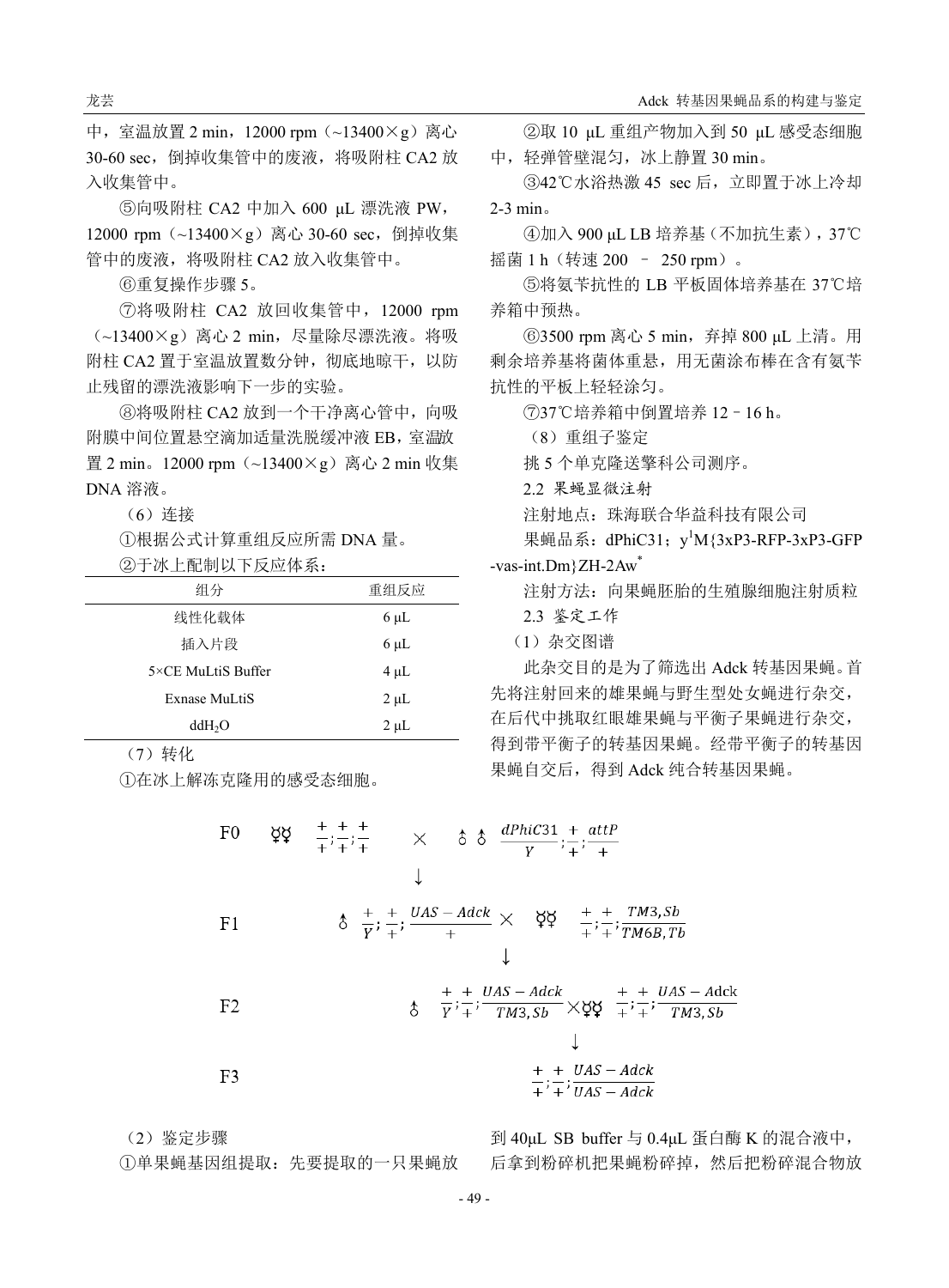中，室温放置 2 min，12000 rpm（~13400×g）离心 30-60 sec，倒掉收集管中的废液，将吸附柱 CA2 放入收集管中。

⑤向吸附柱 CA2 中加入 600 μL 漂洗液 PW，12000 rpm（~13400×g）离心 30-60 sec，倒掉收集管中的废液，将吸附柱 CA2 放入收集管中。

⑥重复操作步骤 5。

⑦将吸附柱 CA2 放回收集管中，12000 rpm（~13400×g）离心 2 min，尽量除尽漂洗液。将吸附柱 CA2 置于室温放置数分钟，彻底地晾干，以防止残留的漂洗液影响下一步的实验。

⑧将吸附柱 CA2 放到一个干净离心管中，向吸附膜中间位置悬空滴加适量洗脱缓冲液 EB，室温放置 2 min。12000 rpm（~13400×g）离心 2 min 收集 DNA 溶液。

（6）连接

①根据公式计算重组反应所需 DNA 量。

②于冰上配制以下反应体系：

| 组分 | 重组反应 |
|---|---|
| 线性化载体 | 6 μL |
| 插入片段 | 6 μL |
| 5×CE MuLtiS Buffer | 4 μL |
| Exnase MuLtiS | 2 μL |
| $ddH_2O$ | 2 μL |

（7）转化

①在冰上解冻克隆用的感受态细胞。

②取 10 μL 重组产物加入到 50 μL 感受态细胞中，轻弹管壁混匀，冰上静置 30 min。

③42℃水浴热激 45 sec 后，立即置于冰上冷却 2-3 min。

④加入 900 μL LB 培养基（不加抗生素），37℃摇菌 1 h（转速 200 – 250 rpm）。

⑤将氨苄抗性的 LB 平板固体培养基在 37℃培养箱中预热。

⑥3500 rpm 离心 5 min，弃掉 800 μL 上清。用剩余培养基将菌体重悬，用无菌涂布棒在含有氨苄抗性的平板上轻轻涂匀。

⑦37℃培养箱中倒置培养 12－16 h。

（8）重组子鉴定

挑 5 个单克隆送擎科公司测序。

2.2 果蝇显微注射

注射地点：珠海联合华益科技有限公司

果蝇品系：dPhiC31；$y^1$M{3xP3-RFP-3xP3-GFP-vas-int.Dm}ZH-2Aw*

注射方法：向果蝇胚胎的生殖腺细胞注射质粒

2.3 鉴定工作

（1）杂交图谱

此杂交目的是为了筛选出 Adck 转基因果蝇。首先将注射回来的雄果蝇与野生型处女蝇进行杂交，在后代中挑取红眼雄果蝇与平衡子果蝇进行杂交，得到带平衡子的转基因果蝇。经带平衡子的转基因果蝇自交后，得到 Adck 纯合转基因果蝇。

F0 ☿☿ $\frac{+}{+};\frac{+}{+};\frac{+}{+}$ × ♂♂ $\frac{dPhiC31}{Y};\frac{+}{+};\frac{attP}{+}$

↓

F1 ♂ $\frac{+}{Y};\frac{+}{+};\frac{UAS-Adck}{+}$ × ☿☿ $\frac{+}{+};\frac{+}{+};\frac{TM3,Sb}{TM6B,Tb}$

↓

F2 ♂ $\frac{+}{Y};\frac{+}{+};\frac{UAS-Adck}{TM3,Sb}$ × ☿☿ $\frac{+}{+};\frac{+}{+};\frac{UAS-Adck}{TM3,Sb}$

↓

F3 $\frac{+}{+};\frac{+}{+};\frac{UAS-Adck}{UAS-Adck}$

（2）鉴定步骤

①单果蝇基因组提取：先要提取的一只果蝇放到 40μL SB buffer 与 0.4μL 蛋白酶 K 的混合液中，后拿到粉碎机把果蝇粉碎掉，然后把粉碎混合物放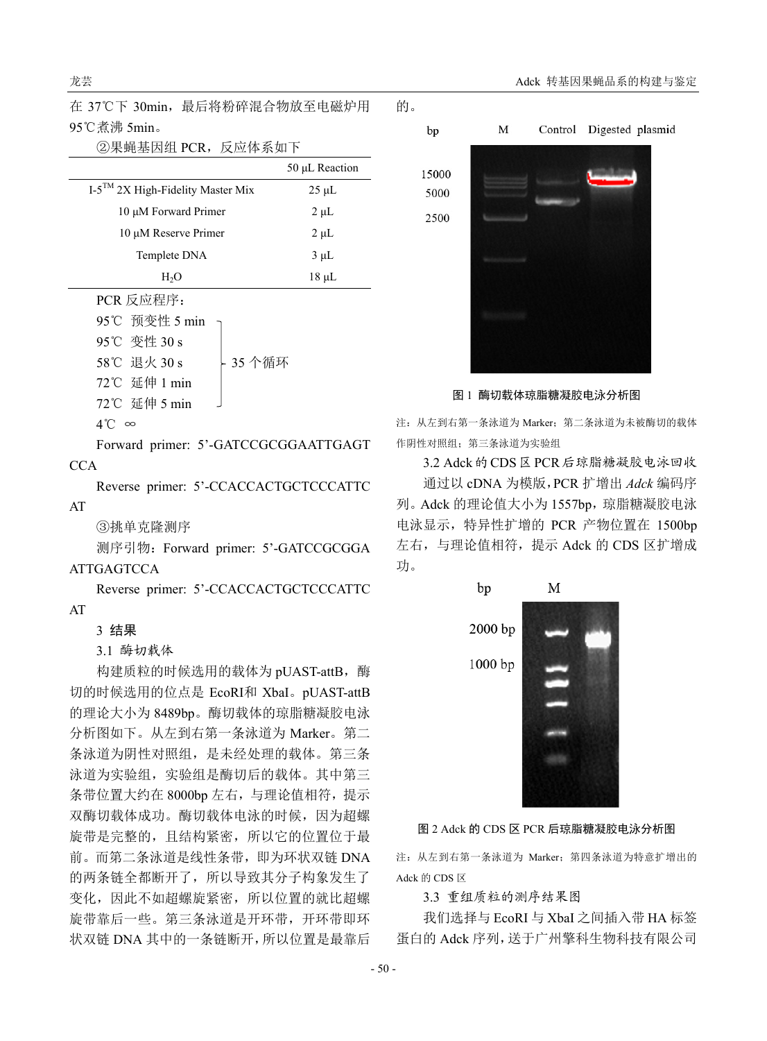在 37℃下 30min，最后将粉碎混合物放至电磁炉用 95℃煮沸 5min。

②果蝇基因组 PCR，反应体系如下

| | 50 μL Reaction |
|---|---|
| I-5™ 2X High-Fidelity Master Mix | 25 μL |
| 10 μM Forward Primer | 2 μL |
| 10 μM Reserve Primer | 2 μL |
| Templete DNA | 3 μL |
| $H_2O$ | 18 μL |

PCR 反应程序：

95℃ 预变性 5 min

95℃ 变性 30 s

58℃ 退火 30 s　　35 个循环

72℃ 延伸 1 min

72℃ 延伸 5 min

4℃ ∞

Forward primer: 5’-GATCCGCGGAATTGAGTCCA

Reverse primer: 5’-CCACCACTGCTCCCATTCAT

③挑单克隆测序

测序引物：Forward primer: 5’-GATCCGCGGAATTGAGTCCA

Reverse primer: 5’-CCACCACTGCTCCCATTCAT

# 3 结果

## 3.1 酶切载体

构建质粒的时候选用的载体为 pUAST-attB，酶切的时候选用的位点是 EcoRI和 XbaI。pUAST-attB 的理论大小为 8489bp。酶切载体的琼脂糖凝胶电泳分析图如下。从左到右第一条泳道为 Marker。第二条泳道为阴性对照组，是未经处理的载体。第三条泳道为实验组，实验组是酶切后的载体。其中第三条带位置大约在 8000bp 左右，与理论值相符，提示双酶切载体成功。酶切载体电泳的时候，因为超螺旋带是完整的，且结构紧密，所以它的位置位于最前。而第二条泳道是线性条带，即为环状双链 DNA 的两条链全都断开了，所以导致其分子构象发生了变化，因此不如超螺旋紧密，所以位置的就比超螺旋带靠后一些。第三条泳道是开环带，开环带即环状双链 DNA 其中的一条链断开，所以位置是最靠后的。

图 1 酶切载体琼脂糖凝胶电泳分析图

注：从左到右第一条泳道为 Marker；第二条泳道为未被酶切的载体作阴性对照组；第三条泳道为实验组

## 3.2 Adck 的 CDS 区 PCR 后琼脂糖凝胶电泳回收

通过以 cDNA 为模版，PCR 扩增出 *Adck* 编码序列。Adck 的理论值大小为 1557bp，琼脂糖凝胶电泳电泳显示，特异性扩增的 PCR 产物位置在 1500bp 左右，与理论值相符，提示 Adck 的 CDS 区扩增成功。

图 2 Adck 的 CDS 区 PCR 后琼脂糖凝胶电泳分析图

注：从左到右第一条泳道为 Marker；第四条泳道为特意扩增出的 Adck 的 CDS 区

## 3.3 重组质粒的测序结果图

我们选择与 EcoRI 与 XbaI 之间插入带 HA 标签蛋白的 Adck 序列，送于广州擎科生物科技有限公司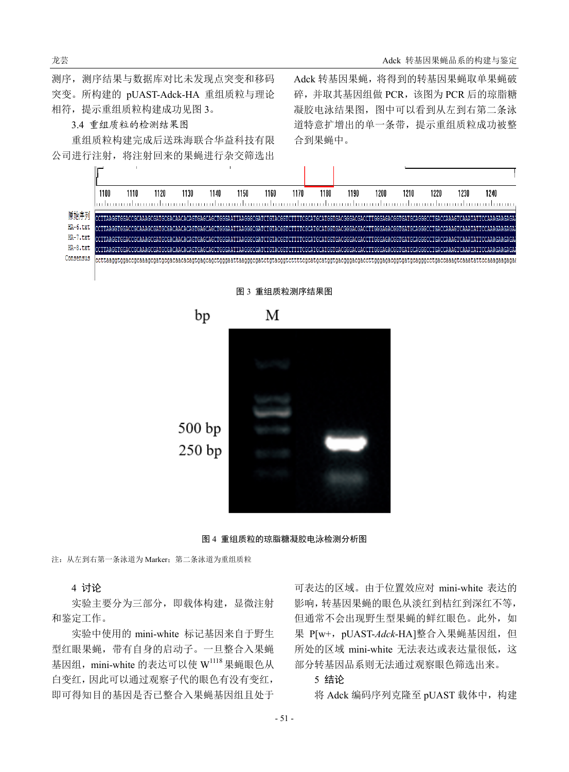测序，测序结果与数据库对比未发现点突变和移码突变。所构建的 pUAST-Adck-HA 重组质粒与理论相符，提示重组质粒构建成功见图 3。

3.4 重组质粒的检测结果图

重组质粒构建完成后送珠海联合华益科技有限公司进行注射，将注射回来的果蝇进行杂交筛选出 Adck 转基因果蝇，将得到的转基因果蝇取单果蝇破碎，并取其基因组做 PCR，该图为 PCR 后的琼脂糖凝胶电泳结果图，图中可以看到从左到右第二条泳道特意扩增出的单一条带，提示重组质粒成功被整合到果蝇中。

图 3 重组质粒测序结果图

图 4 重组质粒的琼脂糖凝胶电泳检测分析图

注：从左到右第一条泳道为 Marker；第二条泳道为重组质粒

## 4 讨论

实验主要分为三部分，即载体构建，显微注射和鉴定工作。

实验中使用的 mini-white 标记基因来自于野生型红眼果蝇，带有自身的启动子。一旦整合入果蝇基因组，mini-white 的表达可以使 $W^{1118}$ 果蝇眼色从白变红，因此可以通过观察子代的眼色有没有变红，即可得知目的基因是否已整合入果蝇基因组且处于可表达的区域。由于位置效应对 mini-white 表达的影响，转基因果蝇的眼色从淡红到桔红到深红不等，但通常不会出现野生型果蝇的鲜红眼色。此外，如果 P[w+，pUAST-*Adck*-HA]整合入果蝇基因组，但所处的区域 mini-white 无法表达或表达量很低，这部分转基因品系则无法通过观察眼色筛选出来。

## 5 结论

将 Adck 编码序列克隆至 pUAST 载体中，构建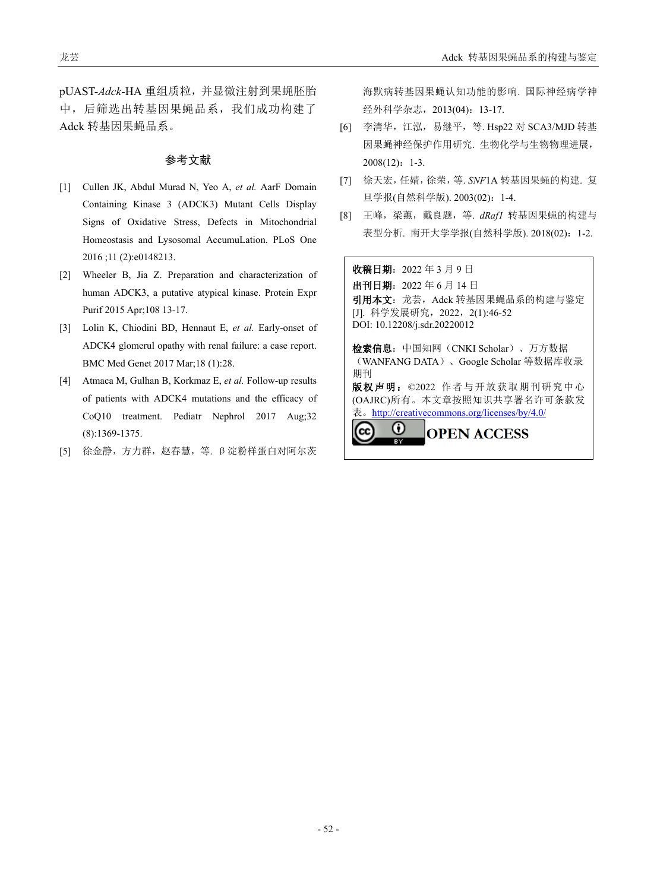pUAST-*Adck*-HA 重组质粒，并显微注射到果蝇胚胎中，后筛选出转基因果蝇品系，我们成功构建了Adck 转基因果蝇品系。

## 参考文献

[1] Cullen JK, Abdul Murad N, Yeo A, *et al.* AarF Domain Containing Kinase 3 (ADCK3) Mutant Cells Display Signs of Oxidative Stress, Defects in Mitochondrial Homeostasis and Lysosomal AccumuLation. PLoS One 2016 ;11 (2):e0148213.

[2] Wheeler B, Jia Z. Preparation and characterization of human ADCK3, a putative atypical kinase. Protein Expr Purif 2015 Apr;108 13-17.

[3] Lolin K, Chiodini BD, Hennaut E, *et al.* Early-onset of ADCK4 glomerul opathy with renal failure: a case report. BMC Med Genet 2017 Mar;18 (1):28.

[4] Atmaca M, Gulhan B, Korkmaz E, *et al.* Follow-up results of patients with ADCK4 mutations and the efficacy of CoQ10 treatment. Pediatr Nephrol 2017 Aug;32 (8):1369-1375.

[5] 徐金静，方力群，赵春慧，等. β淀粉样蛋白对阿尔茨海默病转基因果蝇认知功能的影响. 国际神经病学神经外科学杂志，2013(04)：13-17.

[6] 李清华，江泓，易继平，等. Hsp22 对 SCA3/MJD 转基因果蝇神经保护作用研究. 生物化学与生物物理进展，2008(12)：1-3.

[7] 徐天宏，任婧，徐荣，等. *SNF*1A 转基因果蝇的构建. 复旦学报(自然科学版). 2003(02)：1-4.

[8] 王峰，梁蕙，戴良题，等. *dRaf1* 转基因果蝇的构建与表型分析. 南开大学学报(自然科学版). 2018(02)：1-2.

**收稿日期**：2022 年 3 月 9 日
**出刊日期**：2022 年 6 月 14 日
**引用本文**：龙芸，Adck 转基因果蝇品系的构建与鉴定[J]. 科学发展研究，2022，2(1):46-52
DOI: 10.12208/j.sdr.20220012

**检索信息**：中国知网（CNKI Scholar）、万方数据（WANFANG DATA）、Google Scholar 等数据库收录期刊

**版权声明**：©2022 作者与开放获取期刊研究中心(OAJRC)所有。本文章按照知识共享署名许可条款发表。http://creativecommons.org/licenses/by/4.0/

OPEN ACCESS